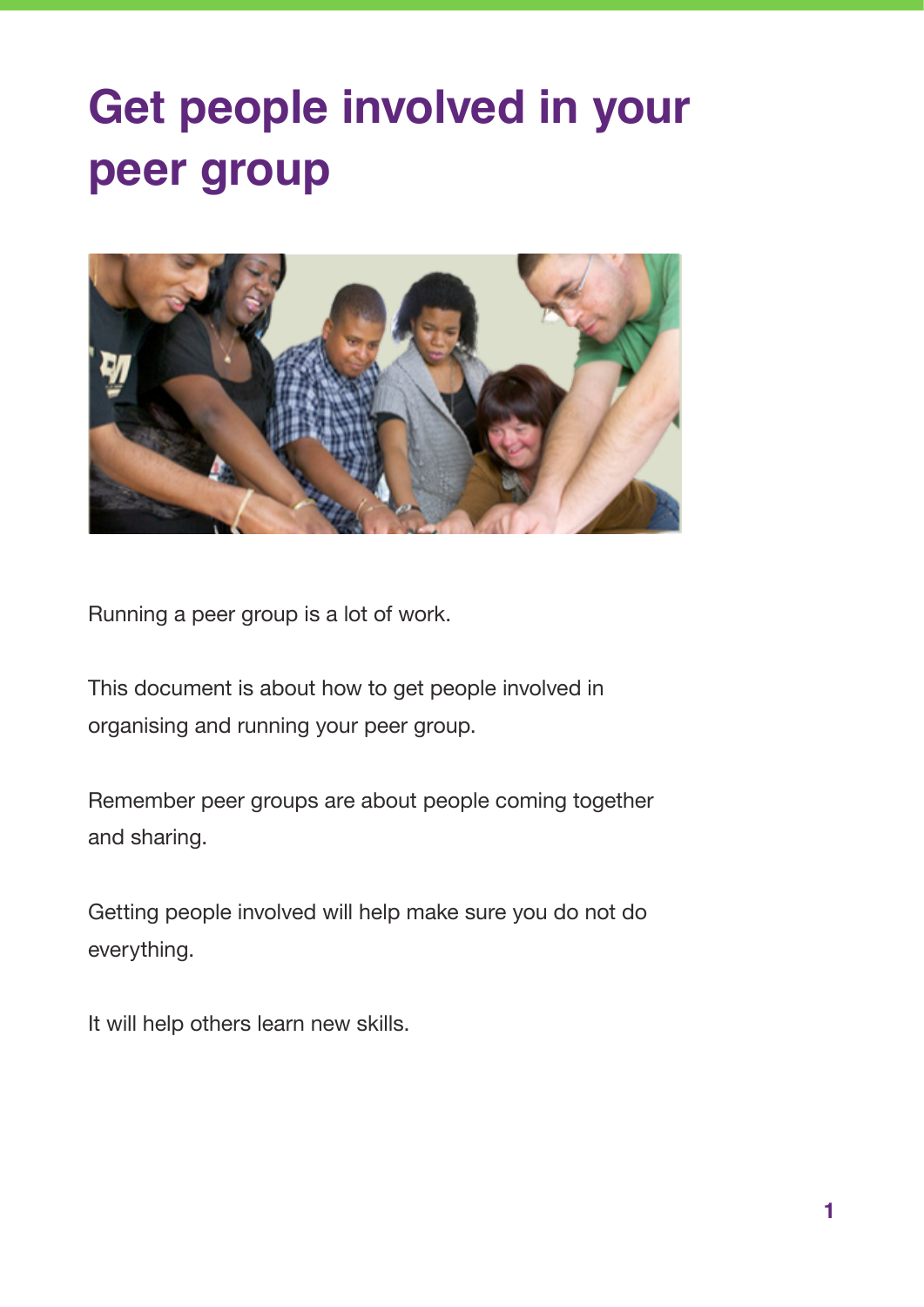# Get people involved in your peer group

Running a peer group is a lot of work.

This document is about how to get people involved in organising and running your peer group.

Remember peer groups are about people coming together and sharing.

Getting people involved will help make sure you do not do everything.

It will help others learn new skills.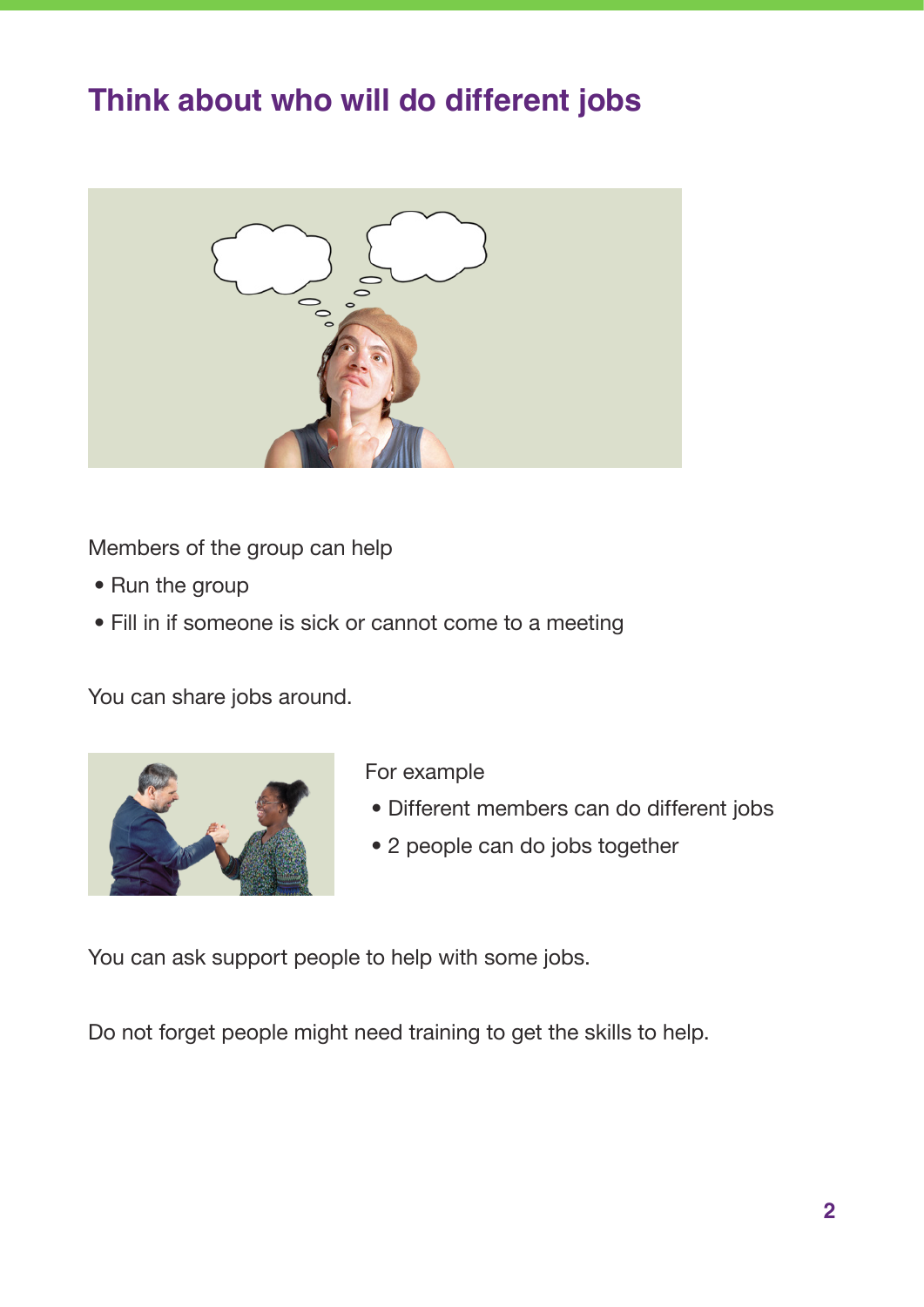# Think about who will do different jobs

Members of the group can help

- Run the group
- Fill in if someone is sick or cannot come to a meeting

You can share jobs around.

For example

- Different members can do different jobs
- 2 people can do jobs together

You can ask support people to help with some jobs.

Do not forget people might need training to get the skills to help.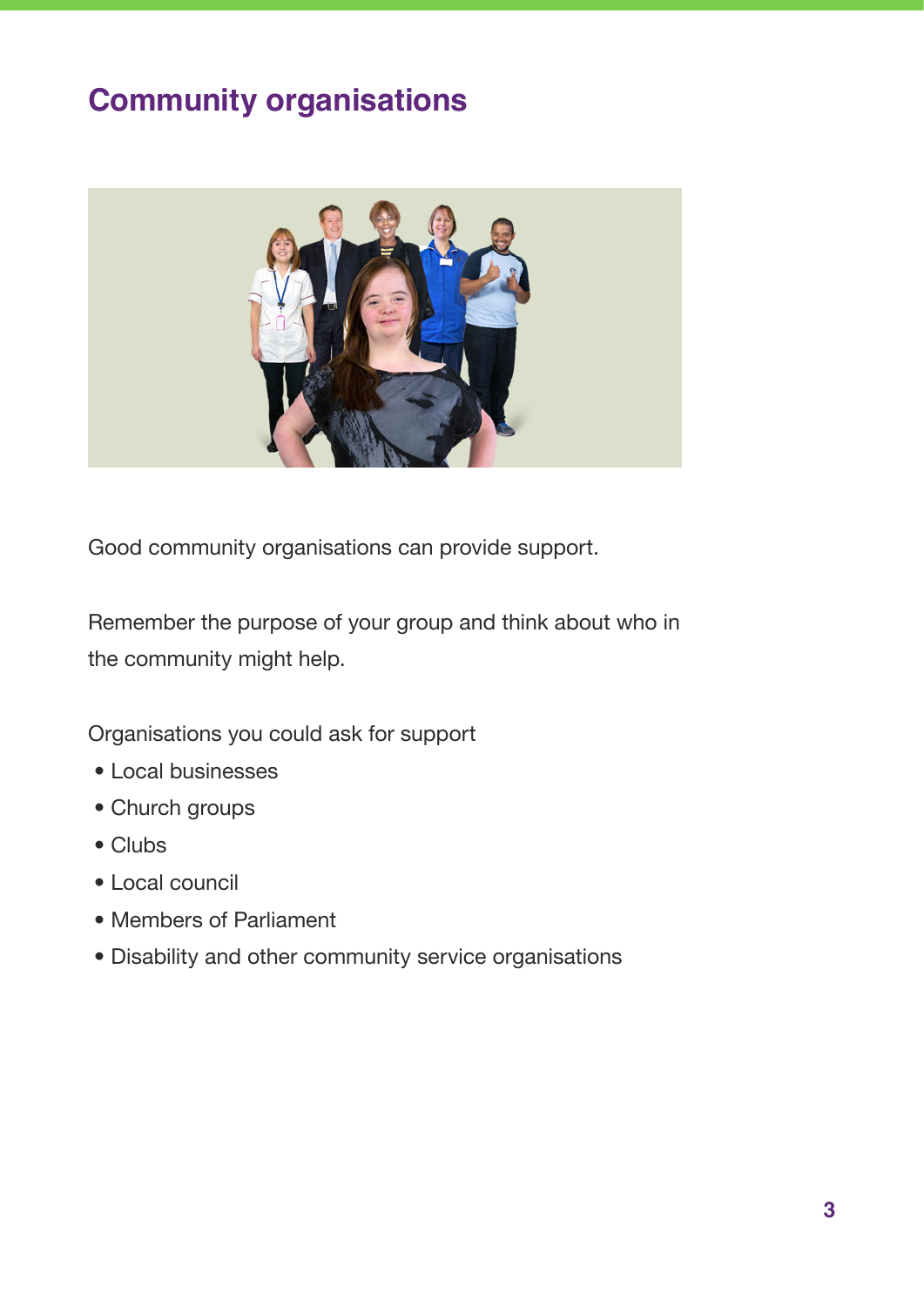## Community organisations

Good community organisations can provide support.

Remember the purpose of your group and think about who in the community might help.

Organisations you could ask for support

- Local businesses
- Church groups
- Clubs
- Local council
- Members of Parliament
- Disability and other community service organisations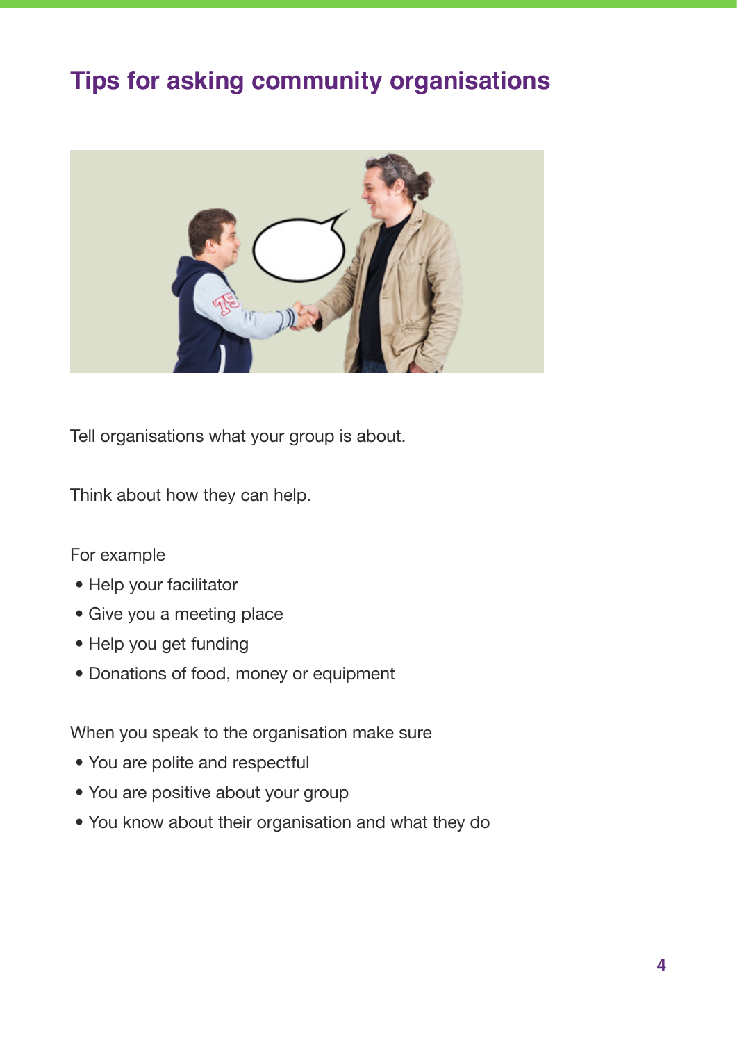# Tips for asking community organisations

Tell organisations what your group is about.

Think about how they can help.

For example

- Help your facilitator
- Give you a meeting place
- Help you get funding
- Donations of food, money or equipment

When you speak to the organisation make sure

- You are polite and respectful
- You are positive about your group
- You know about their organisation and what they do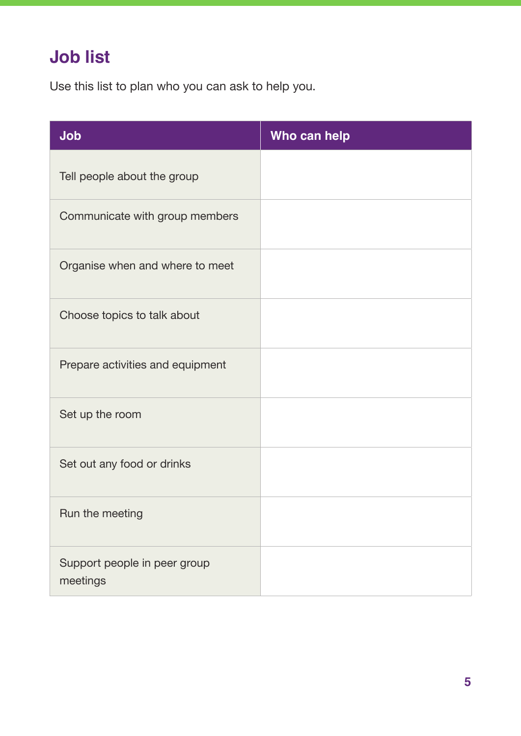## Job list

Use this list to plan who you can ask to help you.

| Job | Who can help |
| --- | --- |
| Tell people about the group | |
| Communicate with group members | |
| Organise when and where to meet | |
| Choose topics to talk about | |
| Prepare activities and equipment | |
| Set up the room | |
| Set out any food or drinks | |
| Run the meeting | |
| Support people in peer group meetings | |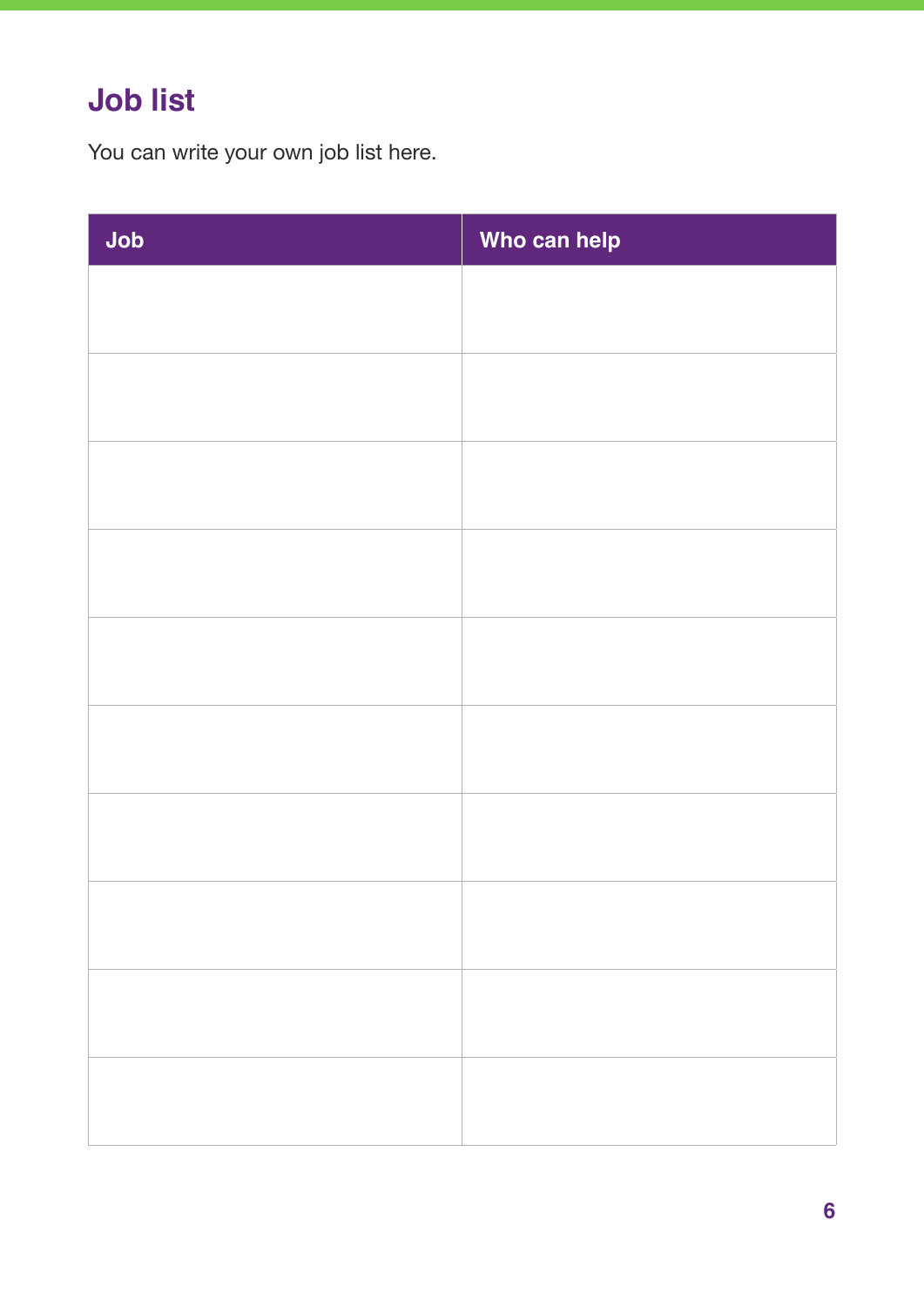# Job list

You can write your own job list here.

| Job | Who can help |
|---|---|
| | |
| | |
| | |
| | |
| | |
| | |
| | |
| | |
| | |
| | |